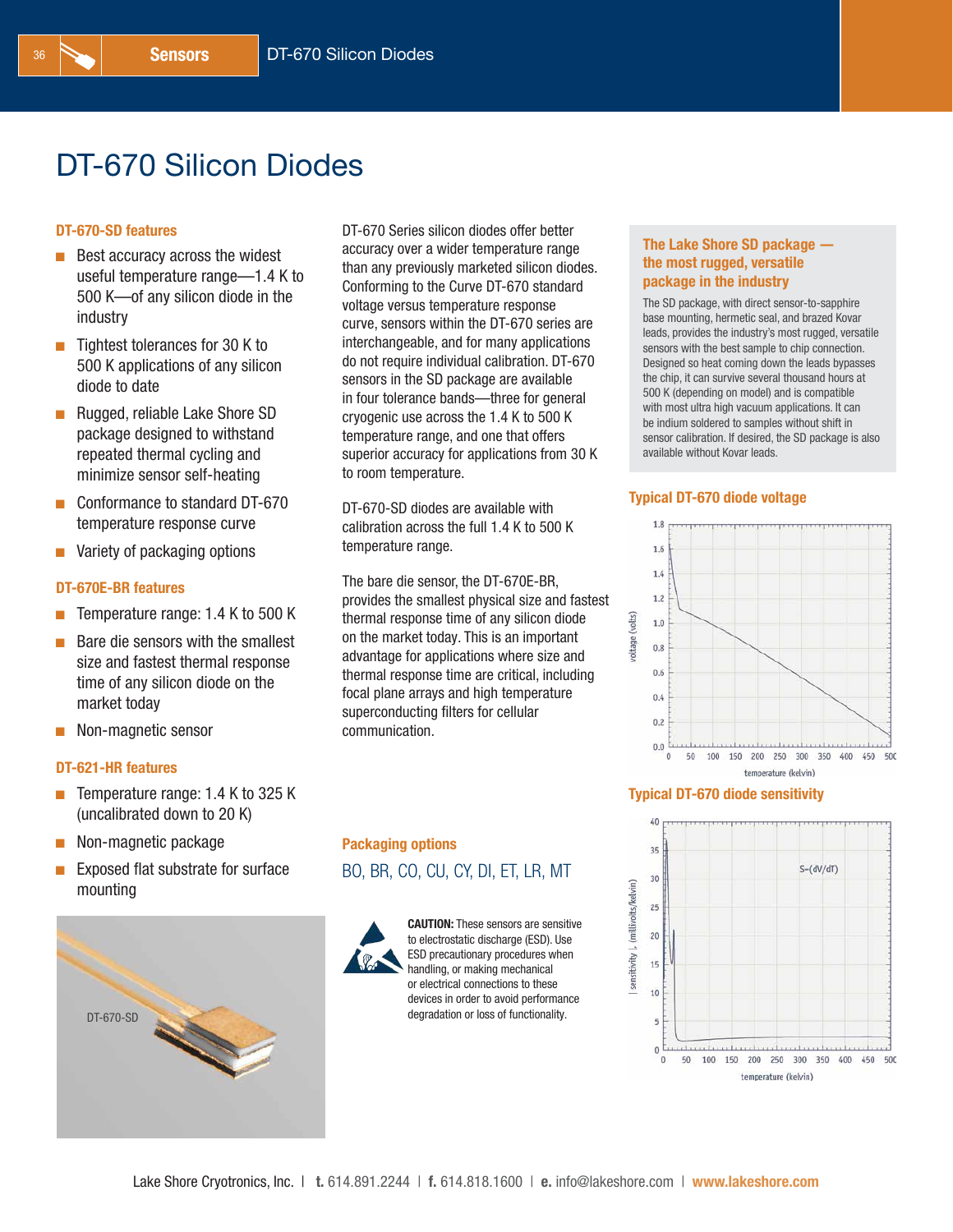# DT-670 Silicon Diodes

### DT-670-SD features

- Best accuracy across the widest useful temperature range—1.4 K to 500 K—of any silicon diode in the industry
- Tightest tolerances for 30 K to 500 K applications of any silicon diode to date
- Rugged, reliable Lake Shore SD package designed to withstand repeated thermal cycling and minimize sensor self-heating
- Conformance to standard DT-670 temperature response curve
- Variety of packaging options

### DT-670E-BR features

- Temperature range: 1.4 K to 500 K
- Bare die sensors with the smallest size and fastest thermal response time of any silicon diode on the market today
- Non-magnetic sensor

### DT-621-HR features

- Temperature range: 1.4 K to 325 K (uncalibrated down to 20 K)
- Non-magnetic package
- Exposed flat substrate for surface mounting

DT-670-SD

DT-670 Series silicon diodes offer better accuracy over a wider temperature range than any previously marketed silicon diodes. Conforming to the Curve DT-670 standard voltage versus temperature response curve, sensors within the DT-670 series are interchangeable, and for many applications do not require individual calibration. DT-670 sensors in the SD package are available in four tolerance bands—three for general cryogenic use across the 1.4 K to 500 K temperature range, and one that offers superior accuracy for applications from 30 K to room temperature.

DT-670-SD diodes are available with calibration across the full 1.4 K to 500 K temperature range.

The bare die sensor, the DT-670E-BR, provides the smallest physical size and fastest thermal response time of any silicon diode on the market today. This is an important advantage for applications where size and thermal response time are critical, including focal plane arrays and high temperature superconducting filters for cellular communication.

### Packaging options

BO, BR, CO, CU, CY, DI, ET, LR, MT

**CAUTION:** These sensors are sensitive to electrostatic discharge (ESD). Use ESD precautionary procedures when handling, or making mechanical or electrical connections to these devices in order to avoid performance degradation or loss of functionality.

### The Lake Shore SD package — the most rugged, versatile package in the industry

The SD package, with direct sensor-to-sapphire base mounting, hermetic seal, and brazed Kovar leads, provides the industry's most rugged, versatile sensors with the best sample to chip connection. Designed so heat coming down the leads bypasses the chip, it can survive several thousand hours at 500 K (depending on model) and is compatible with most ultra high vacuum applications. It can be indium soldered to samples without shift in sensor calibration. If desired, the SD package is also available without Kovar leads.

### Typical DT-670 diode voltage

### Typical DT-670 diode sensitivity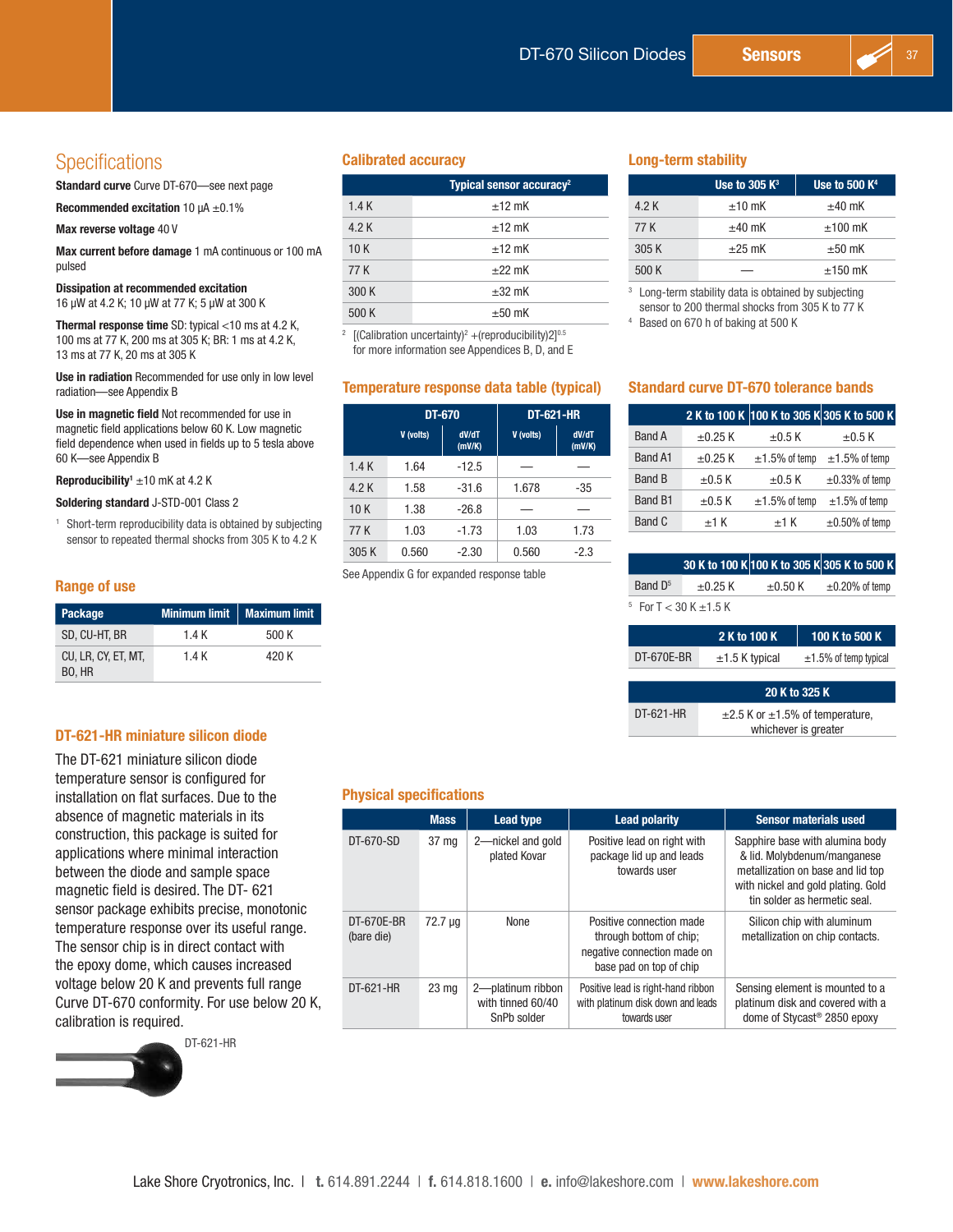## Specifications

**Standard curve** Curve DT-670—see next page

**Recommended excitation** 10 µA ±0.1%

**Max reverse voltage** 40 V

**Max current before damage** 1 mA continuous or 100 mA pulsed

**Dissipation at recommended excitation**
16 µW at 4.2 K; 10 µW at 77 K; 5 µW at 300 K

**Thermal response time** SD: typical <10 ms at 4.2 K, 100 ms at 77 K, 200 ms at 305 K; BR: 1 ms at 4.2 K, 13 ms at 77 K, 20 ms at 305 K

**Use in radiation** Recommended for use only in low level radiation—see Appendix B

**Use in magnetic field** Not recommended for use in magnetic field applications below 60 K. Low magnetic field dependence when used in fields up to 5 tesla above 60 K—see Appendix B

**Reproducibility**[1] ±10 mK at 4.2 K

**Soldering standard** J-STD-001 Class 2

[1] Short-term reproducibility data is obtained by subjecting sensor to repeated thermal shocks from 305 K to 4.2 K

### Range of use

| Package | Minimum limit | Maximum limit |
|---|---|---|
| SD, CU-HT, BR | 1.4 K | 500 K |
| CU, LR, CY, ET, MT, BO, HR | 1.4 K | 420 K |

### DT-621-HR miniature silicon diode

The DT-621 miniature silicon diode temperature sensor is configured for installation on flat surfaces. Due to the absence of magnetic materials in its construction, this package is suited for applications where minimal interaction between the diode and sample space magnetic field is desired. The DT- 621 sensor package exhibits precise, monotonic temperature response over its useful range. The sensor chip is in direct contact with the epoxy dome, which causes increased voltage below 20 K and prevents full range Curve DT-670 conformity. For use below 20 K, calibration is required.

DT-621-HR

### Calibrated accuracy

| | Typical sensor accuracy[2] |
|---|---|
| 1.4 K | ±12 mK |
| 4.2 K | ±12 mK |
| 10 K | ±12 mK |
| 77 K | ±22 mK |
| 300 K | ±32 mK |
| 500 K | ±50 mK |

[2] [(Calibration uncertainty)² +(reproducibility)2]$^{0.5}$ for more information see Appendices B, D, and E

### Temperature response data table (typical)

| | DT-670 | | DT-621-HR | |
|---|---|---|---|---|
| | V (volts) | dV/dT (mV/K) | V (volts) | dV/dT (mV/K) |
| 1.4 K | 1.64 | -12.5 | — | — |
| 4.2 K | 1.58 | -31.6 | 1.678 | -35 |
| 10 K | 1.38 | -26.8 | — | — |
| 77 K | 1.03 | -1.73 | 1.03 | 1.73 |
| 305 K | 0.560 | -2.30 | 0.560 | -2.3 |

See Appendix G for expanded response table

### Long-term stability

| | Use to 305 K[3] | Use to 500 K[4] |
|---|---|---|
| 4.2 K | ±10 mK | ±40 mK |
| 77 K | ±40 mK | ±100 mK |
| 305 K | ±25 mK | ±50 mK |
| 500 K | — | ±150 mK |

[3] Long-term stability data is obtained by subjecting sensor to 200 thermal shocks from 305 K to 77 K

[4] Based on 670 h of baking at 500 K

### Standard curve DT-670 tolerance bands

| | 2 K to 100 K | 100 K to 305 K | 305 K to 500 K |
|---|---|---|---|
| Band A | ±0.25 K | ±0.5 K | ±0.5 K |
| Band A1 | ±0.25 K | ±1.5% of temp | ±1.5% of temp |
| Band B | ±0.5 K | ±0.5 K | ±0.33% of temp |
| Band B1 | ±0.5 K | ±1.5% of temp | ±1.5% of temp |
| Band C | ±1 K | ±1 K | ±0.50% of temp |

| | 30 K to 100 K | 100 K to 305 K | 305 K to 500 K |
|---|---|---|---|
| Band D[5] | ±0.25 K | ±0.50 K | ±0.20% of temp |

[5] For T < 30 K ±1.5 K

| | 2 K to 100 K | 100 K to 500 K |
|---|---|---|
| DT-670E-BR | ±1.5 K typical | ±1.5% of temp typical |

| | 20 K to 325 K |
|---|---|
| DT-621-HR | ±2.5 K or ±1.5% of temperature, whichever is greater |

### Physical specifications

| | Mass | Lead type | Lead polarity | Sensor materials used |
|---|---|---|---|---|
| DT-670-SD | 37 mg | 2—nickel and gold plated Kovar | Positive lead on right with package lid up and leads towards user | Sapphire base with alumina body & lid. Molybdenum/manganese metallization on base and lid top with nickel and gold plating. Gold tin solder as hermetic seal. |
| DT-670E-BR (bare die) | 72.7 µg | None | Positive connection made through bottom of chip; negative connection made on base pad on top of chip | Silicon chip with aluminum metallization on chip contacts. |
| DT-621-HR | 23 mg | 2—platinum ribbon with tinned 60/40 SnPb solder | Positive lead is right-hand ribbon with platinum disk down and leads towards user | Sensing element is mounted to a platinum disk and covered with a dome of Stycast® 2850 epoxy |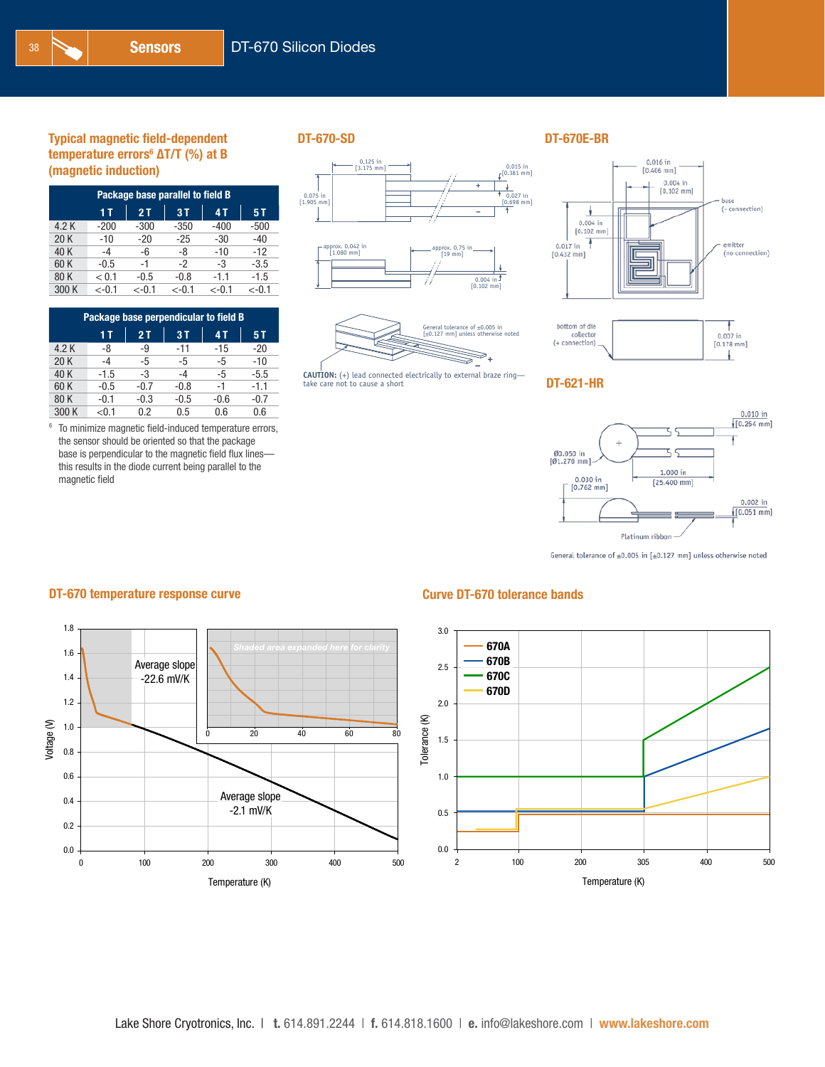## Typical magnetic field-dependent temperature errors[6] ΔT/T (%) at B (magnetic induction)

| Package base parallel to field B | | | | | |
|---|---|---|---|---|---|
| | 1 T | 2 T | 3 T | 4 T | 5 T |
| 4.2 K | -200 | -300 | -350 | -400 | -500 |
| 20 K | -10 | -20 | -25 | -30 | -40 |
| 40 K | -4 | -6 | -8 | -10 | -12 |
| 60 K | -0.5 | -1 | -2 | -3 | -3.5 |
| 80 K | < 0.1 | -0.5 | -0.8 | -1.1 | -1.5 |
| 300 K | <-0.1 | <-0.1 | <-0.1 | <-0.1 | <-0.1 |

| Package base perpendicular to field B | | | | | |
|---|---|---|---|---|---|
| | 1 T | 2 T | 3 T | 4 T | 5 T |
| 4.2 K | -8 | -9 | -11 | -15 | -20 |
| 20 K | -4 | -5 | -5 | -5 | -10 |
| 40 K | -1.5 | -3 | -4 | -5 | -5.5 |
| 60 K | -0.5 | -0.7 | -0.8 | -1 | -1.1 |
| 80 K | -0.1 | -0.3 | -0.5 | -0.6 | -0.7 |
| 300 K | <0.1 | 0.2 | 0.5 | 0.6 | 0.6 |

[6] To minimize magnetic field-induced temperature errors, the sensor should be oriented so that the package base is perpendicular to the magnetic field flux lines—this results in the diode current being parallel to the magnetic field

## DT-670-SD

0.125 in [3.175 mm]
0.015 in [0.381 mm]
0.075 in [1.905 mm]
0.027 in [0.698 mm]
approx. 0.042 in [1.080 mm]
approx. 0.75 in [19 mm]
0.004 in [0.102 mm]

General tolerance of ±0.005 in [±0.127 mm] unless otherwise noted

**CAUTION:** (+) lead connected electrically to external braze ring—take care not to cause a short

## DT-670E-BR

0.016 in [0.406 mm]
0.004 in [0.102 mm]
base (– connection)
0.004 in [0.102 mm]
0.017 in [0.432 mm]
emitter (no connection)
bottom of die collector (+ connection)
0.007 in [0.178 mm]

## DT-621-HR

0.010 in [0.254 mm]
Ø0.050 in [Ø1.270 mm]
1.000 in [25.400 mm]
0.030 in [0.762 mm]
0.002 in [0.051 mm]
Platinum ribbon

General tolerance of ±0.005 in [±0.127 mm] unless otherwise noted

## DT-670 temperature response curve

Voltage (V) vs. Temperature (K), 0–500 K, 0.0–1.8 V. Average slope -22.6 mV/K (low temperature); Average slope -2.1 mV/K. Inset: Shaded area expanded here for clarity (0–80 K).

## Curve DT-670 tolerance bands

Tolerance (K) vs. Temperature (K), 2–500 K, 0.0–3.0 K. Curves: 670A, 670B, 670C, 670D.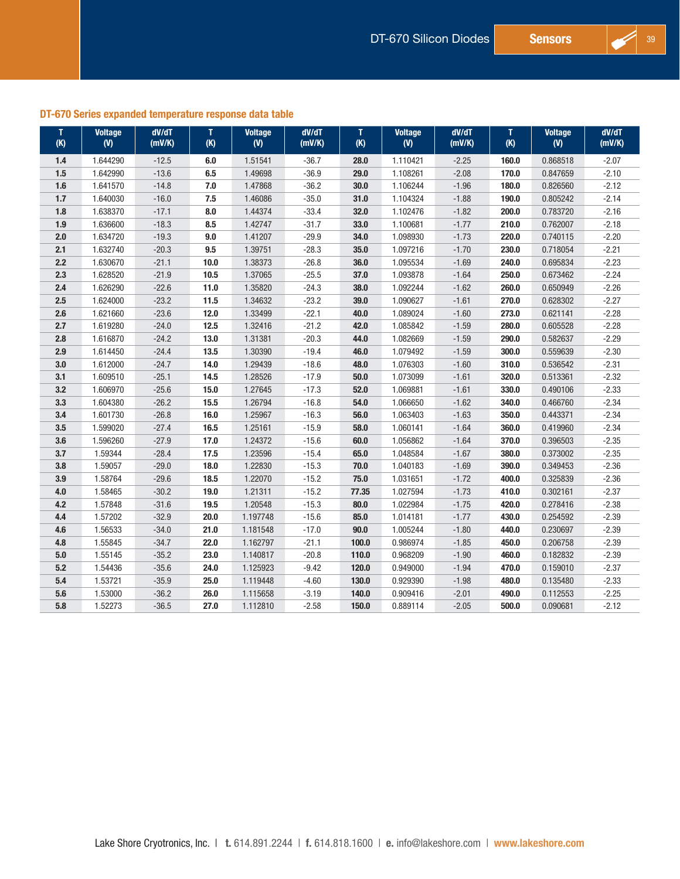## DT-670 Series expanded temperature response data table

| T (K) | Voltage (V) | dV/dT (mV/K) | T (K) | Voltage (V) | dV/dT (mV/K) | T (K) | Voltage (V) | dV/dT (mV/K) | T (K) | Voltage (V) | dV/dT (mV/K) |
|---|---|---|---|---|---|---|---|---|---|---|---|
| **1.4** | 1.644290 | -12.5 | **6.0** | 1.51541 | -36.7 | **28.0** | 1.110421 | -2.25 | **160.0** | 0.868518 | -2.07 |
| **1.5** | 1.642990 | -13.6 | **6.5** | 1.49698 | -36.9 | **29.0** | 1.108261 | -2.08 | **170.0** | 0.847659 | -2.10 |
| **1.6** | 1.641570 | -14.8 | **7.0** | 1.47868 | -36.2 | **30.0** | 1.106244 | -1.96 | **180.0** | 0.826560 | -2.12 |
| **1.7** | 1.640030 | -16.0 | **7.5** | 1.46086 | -35.0 | **31.0** | 1.104324 | -1.88 | **190.0** | 0.805242 | -2.14 |
| **1.8** | 1.638370 | -17.1 | **8.0** | 1.44374 | -33.4 | **32.0** | 1.102476 | -1.82 | **200.0** | 0.783720 | -2.16 |
| **1.9** | 1.636600 | -18.3 | **8.5** | 1.42747 | -31.7 | **33.0** | 1.100681 | -1.77 | **210.0** | 0.762007 | -2.18 |
| **2.0** | 1.634720 | -19.3 | **9.0** | 1.41207 | -29.9 | **34.0** | 1.098930 | -1.73 | **220.0** | 0.740115 | -2.20 |
| **2.1** | 1.632740 | -20.3 | **9.5** | 1.39751 | -28.3 | **35.0** | 1.097216 | -1.70 | **230.0** | 0.718054 | -2.21 |
| **2.2** | 1.630670 | -21.1 | **10.0** | 1.38373 | -26.8 | **36.0** | 1.095534 | -1.69 | **240.0** | 0.695834 | -2.23 |
| **2.3** | 1.628520 | -21.9 | **10.5** | 1.37065 | -25.5 | **37.0** | 1.093878 | -1.64 | **250.0** | 0.673462 | -2.24 |
| **2.4** | 1.626290 | -22.6 | **11.0** | 1.35820 | -24.3 | **38.0** | 1.092244 | -1.62 | **260.0** | 0.650949 | -2.26 |
| **2.5** | 1.624000 | -23.2 | **11.5** | 1.34632 | -23.2 | **39.0** | 1.090627 | -1.61 | **270.0** | 0.628302 | -2.27 |
| **2.6** | 1.621660 | -23.6 | **12.0** | 1.33499 | -22.1 | **40.0** | 1.089024 | -1.60 | **273.0** | 0.621141 | -2.28 |
| **2.7** | 1.619280 | -24.0 | **12.5** | 1.32416 | -21.2 | **42.0** | 1.085842 | -1.59 | **280.0** | 0.605528 | -2.28 |
| **2.8** | 1.616870 | -24.2 | **13.0** | 1.31381 | -20.3 | **44.0** | 1.082669 | -1.59 | **290.0** | 0.582637 | -2.29 |
| **2.9** | 1.614450 | -24.4 | **13.5** | 1.30390 | -19.4 | **46.0** | 1.079492 | -1.59 | **300.0** | 0.559639 | -2.30 |
| **3.0** | 1.612000 | -24.7 | **14.0** | 1.29439 | -18.6 | **48.0** | 1.076303 | -1.60 | **310.0** | 0.536542 | -2.31 |
| **3.1** | 1.609510 | -25.1 | **14.5** | 1.28526 | -17.9 | **50.0** | 1.073099 | -1.61 | **320.0** | 0.513361 | -2.32 |
| **3.2** | 1.606970 | -25.6 | **15.0** | 1.27645 | -17.3 | **52.0** | 1.069881 | -1.61 | **330.0** | 0.490106 | -2.33 |
| **3.3** | 1.604380 | -26.2 | **15.5** | 1.26794 | -16.8 | **54.0** | 1.066650 | -1.62 | **340.0** | 0.466760 | -2.34 |
| **3.4** | 1.601730 | -26.8 | **16.0** | 1.25967 | -16.3 | **56.0** | 1.063403 | -1.63 | **350.0** | 0.443371 | -2.34 |
| **3.5** | 1.599020 | -27.4 | **16.5** | 1.25161 | -15.9 | **58.0** | 1.060141 | -1.64 | **360.0** | 0.419960 | -2.34 |
| **3.6** | 1.596260 | -27.9 | **17.0** | 1.24372 | -15.6 | **60.0** | 1.056862 | -1.64 | **370.0** | 0.396503 | -2.35 |
| **3.7** | 1.59344 | -28.4 | **17.5** | 1.23596 | -15.4 | **65.0** | 1.048584 | -1.67 | **380.0** | 0.373002 | -2.35 |
| **3.8** | 1.59057 | -29.0 | **18.0** | 1.22830 | -15.3 | **70.0** | 1.040183 | -1.69 | **390.0** | 0.349453 | -2.36 |
| **3.9** | 1.58764 | -29.6 | **18.5** | 1.22070 | -15.2 | **75.0** | 1.031651 | -1.72 | **400.0** | 0.325839 | -2.36 |
| **4.0** | 1.58465 | -30.2 | **19.0** | 1.21311 | -15.2 | **77.35** | 1.027594 | -1.73 | **410.0** | 0.302161 | -2.37 |
| **4.2** | 1.57848 | -31.6 | **19.5** | 1.20548 | -15.3 | **80.0** | 1.022984 | -1.75 | **420.0** | 0.278416 | -2.38 |
| **4.4** | 1.57202 | -32.9 | **20.0** | 1.197748 | -15.6 | **85.0** | 1.014181 | -1.77 | **430.0** | 0.254592 | -2.39 |
| **4.6** | 1.56533 | -34.0 | **21.0** | 1.181548 | -17.0 | **90.0** | 1.005244 | -1.80 | **440.0** | 0.230697 | -2.39 |
| **4.8** | 1.55845 | -34.7 | **22.0** | 1.162797 | -21.1 | **100.0** | 0.986974 | -1.85 | **450.0** | 0.206758 | -2.39 |
| **5.0** | 1.55145 | -35.2 | **23.0** | 1.140817 | -20.8 | **110.0** | 0.968209 | -1.90 | **460.0** | 0.182832 | -2.39 |
| **5.2** | 1.54436 | -35.6 | **24.0** | 1.125923 | -9.42 | **120.0** | 0.949000 | -1.94 | **470.0** | 0.159010 | -2.37 |
| **5.4** | 1.53721 | -35.9 | **25.0** | 1.119448 | -4.60 | **130.0** | 0.929390 | -1.98 | **480.0** | 0.135480 | -2.33 |
| **5.6** | 1.53000 | -36.2 | **26.0** | 1.115658 | -3.19 | **140.0** | 0.909416 | -2.01 | **490.0** | 0.112553 | -2.25 |
| **5.8** | 1.52273 | -36.5 | **27.0** | 1.112810 | -2.58 | **150.0** | 0.889114 | -2.05 | **500.0** | 0.090681 | -2.12 |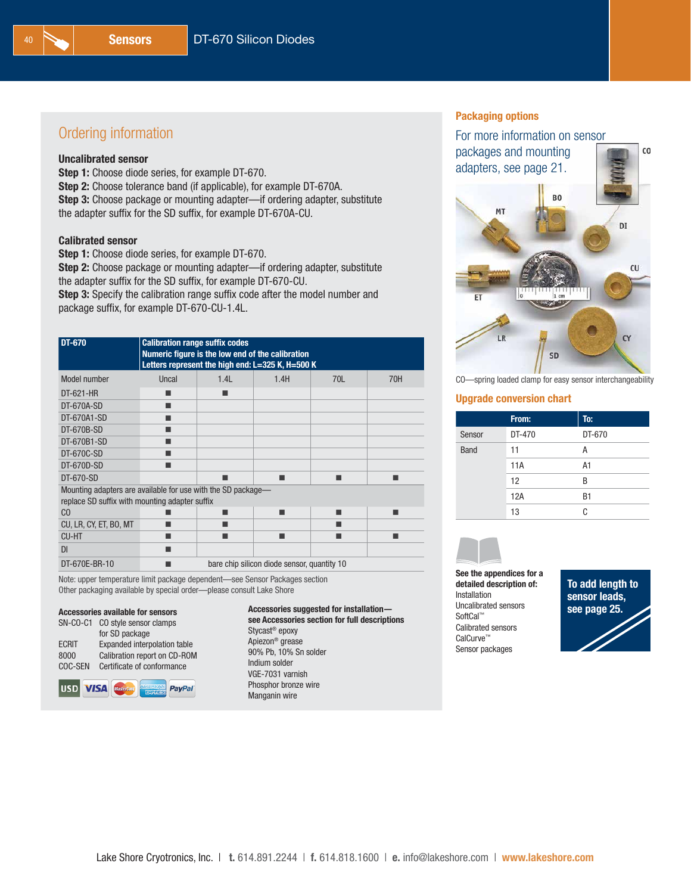## Ordering information

**Uncalibrated sensor**
**Step 1:** Choose diode series, for example DT-670.
**Step 2:** Choose tolerance band (if applicable), for example DT-670A.
**Step 3:** Choose package or mounting adapter—if ordering adapter, substitute the adapter suffix for the SD suffix, for example DT-670A-CU.

**Calibrated sensor**
**Step 1:** Choose diode series, for example DT-670.
**Step 2:** Choose package or mounting adapter—if ordering adapter, substitute the adapter suffix for the SD suffix, for example DT-670-CU.
**Step 3:** Specify the calibration range suffix code after the model number and package suffix, for example DT-670-CU-1.4L.

| DT-670 | Calibration range suffix codes Numeric figure is the low end of the calibration Letters represent the high end: L=325 K, H=500 K | | | | |
|---|---|---|---|---|---|
| Model number | Uncal | 1.4L | 1.4H | 70L | 70H |
| DT-621-HR | ■ | ■ | | | |
| DT-670A-SD | ■ | | | | |
| DT-670A1-SD | ■ | | | | |
| DT-670B-SD | ■ | | | | |
| DT-670B1-SD | ■ | | | | |
| DT-670C-SD | ■ | | | | |
| DT-670D-SD | ■ | | | | |
| DT-670-SD | | ■ | ■ | ■ | ■ |
| Mounting adapters are available for use with the SD package—replace SD suffix with mounting adapter suffix | | | | | |
| CO | ■ | ■ | ■ | ■ | ■ |
| CU, LR, CY, ET, BO, MT | ■ | ■ | | ■ | |
| CU-HT | ■ | ■ | ■ | ■ | ■ |
| DI | ■ | | | | |
| DT-670E-BR-10 | ■ | bare chip silicon diode sensor, quantity 10 | | | |

Note: upper temperature limit package dependent—see Sensor Packages section
Other packaging available by special order—please consult Lake Shore

**Accessories available for sensors**

| | |
|---|---|
| SN-CO-C1 | CO style sensor clamps for SD package |
| ECRIT | Expanded interpolation table |
| 8000 | Calibration report on CD-ROM |
| COC-SEN | Certificate of conformance |

USD VISA MasterCard American Express PayPal

**Accessories suggested for installation—see Accessories section for full descriptions**

Stycast® epoxy
Apiezon® grease
90% Pb, 10% Sn solder
Indium solder
VGE-7031 varnish
Phosphor bronze wire
Manganin wire

### Packaging options

For more information on sensor packages and mounting adapters, see page 21.

CO, MT, BO, DI, CU, ET, LR, SD, CY

CO—spring loaded clamp for easy sensor interchangeability

### Upgrade conversion chart

| | From: | To: |
|---|---|---|
| Sensor | DT-470 | DT-670 |
| Band | 11 | A |
| | 11A | A1 |
| | 12 | B |
| | 12A | B1 |
| | 13 | C |

**See the appendices for a detailed description of:**
Installation
Uncalibrated sensors
SoftCal™
Calibrated sensors
CalCurve™
Sensor packages

**To add length to sensor leads, see page 25.**